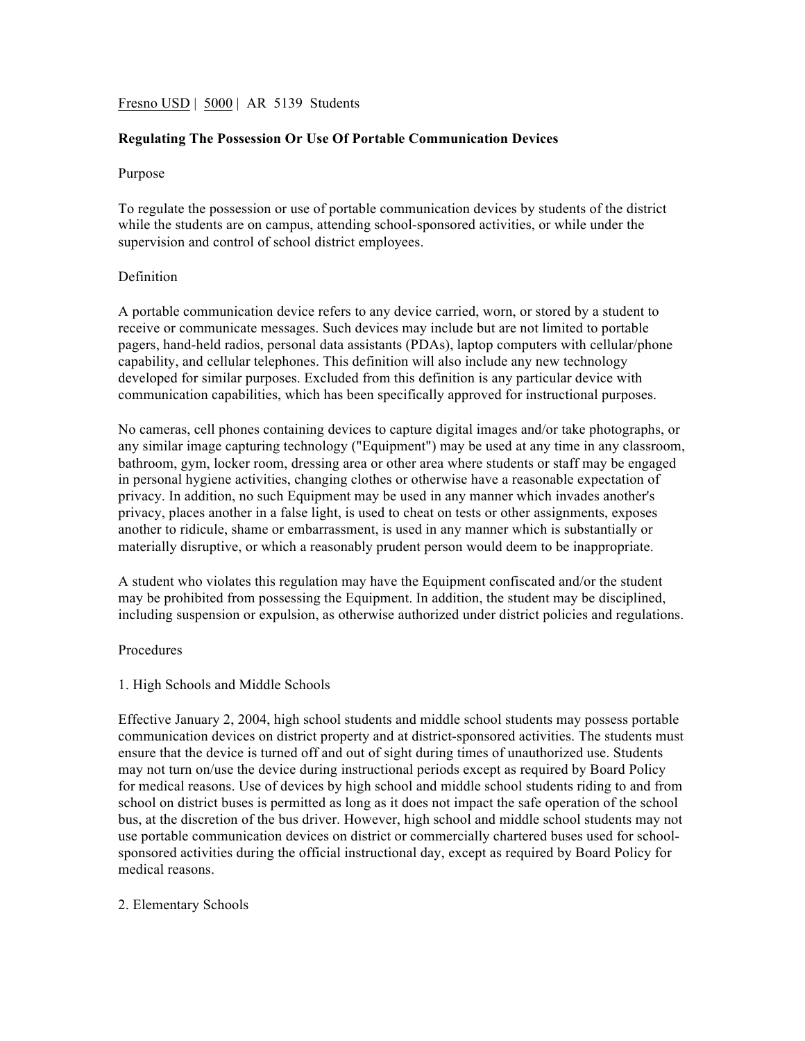Fresno USD | 5000 | AR 5139 Students

# Regulating The Possession Or Use Of Portable Communication Devices

## Purpose

To regulate the possession or use of portable communication devices by students of the district while the students are on campus, attending school-sponsored activities, or while under the supervision and control of school district employees.

## Definition

A portable communication device refers to any device carried, worn, or stored by a student to receive or communicate messages. Such devices may include but are not limited to portable pagers, hand-held radios, personal data assistants (PDAs), laptop computers with cellular/phone capability, and cellular telephones. This definition will also include any new technology developed for similar purposes. Excluded from this definition is any particular device with communication capabilities, which has been specifically approved for instructional purposes.

No cameras, cell phones containing devices to capture digital images and/or take photographs, or any similar image capturing technology ("Equipment") may be used at any time in any classroom, bathroom, gym, locker room, dressing area or other area where students or staff may be engaged in personal hygiene activities, changing clothes or otherwise have a reasonable expectation of privacy. In addition, no such Equipment may be used in any manner which invades another's privacy, places another in a false light, is used to cheat on tests or other assignments, exposes another to ridicule, shame or embarrassment, is used in any manner which is substantially or materially disruptive, or which a reasonably prudent person would deem to be inappropriate.

A student who violates this regulation may have the Equipment confiscated and/or the student may be prohibited from possessing the Equipment. In addition, the student may be disciplined, including suspension or expulsion, as otherwise authorized under district policies and regulations.

## Procedures

### 1. High Schools and Middle Schools

Effective January 2, 2004, high school students and middle school students may possess portable communication devices on district property and at district-sponsored activities. The students must ensure that the device is turned off and out of sight during times of unauthorized use. Students may not turn on/use the device during instructional periods except as required by Board Policy for medical reasons. Use of devices by high school and middle school students riding to and from school on district buses is permitted as long as it does not impact the safe operation of the school bus, at the discretion of the bus driver. However, high school and middle school students may not use portable communication devices on district or commercially chartered buses used for school-sponsored activities during the official instructional day, except as required by Board Policy for medical reasons.

### 2. Elementary Schools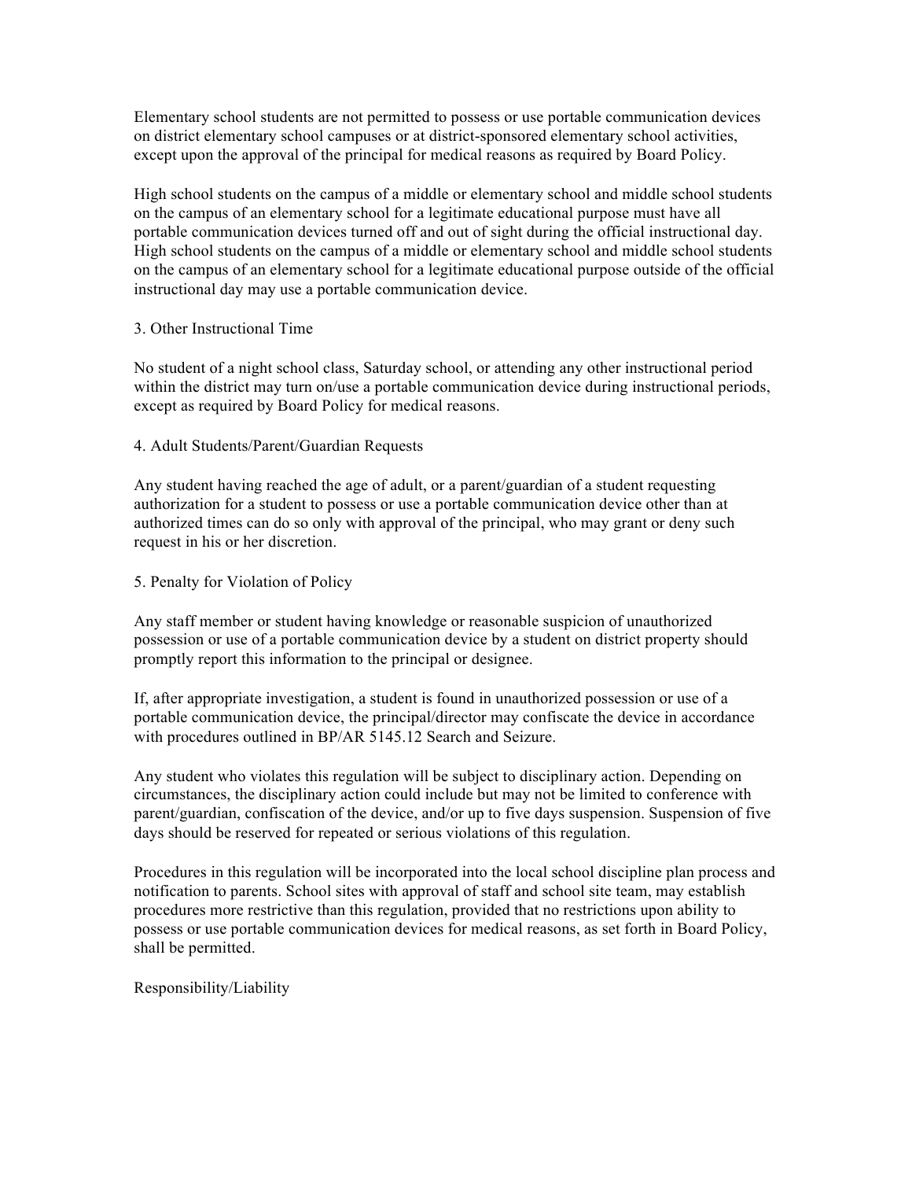Elementary school students are not permitted to possess or use portable communication devices on district elementary school campuses or at district-sponsored elementary school activities, except upon the approval of the principal for medical reasons as required by Board Policy.

High school students on the campus of a middle or elementary school and middle school students on the campus of an elementary school for a legitimate educational purpose must have all portable communication devices turned off and out of sight during the official instructional day. High school students on the campus of a middle or elementary school and middle school students on the campus of an elementary school for a legitimate educational purpose outside of the official instructional day may use a portable communication device.

3. Other Instructional Time

No student of a night school class, Saturday school, or attending any other instructional period within the district may turn on/use a portable communication device during instructional periods, except as required by Board Policy for medical reasons.

4. Adult Students/Parent/Guardian Requests

Any student having reached the age of adult, or a parent/guardian of a student requesting authorization for a student to possess or use a portable communication device other than at authorized times can do so only with approval of the principal, who may grant or deny such request in his or her discretion.

5. Penalty for Violation of Policy

Any staff member or student having knowledge or reasonable suspicion of unauthorized possession or use of a portable communication device by a student on district property should promptly report this information to the principal or designee.

If, after appropriate investigation, a student is found in unauthorized possession or use of a portable communication device, the principal/director may confiscate the device in accordance with procedures outlined in BP/AR 5145.12 Search and Seizure.

Any student who violates this regulation will be subject to disciplinary action. Depending on circumstances, the disciplinary action could include but may not be limited to conference with parent/guardian, confiscation of the device, and/or up to five days suspension. Suspension of five days should be reserved for repeated or serious violations of this regulation.

Procedures in this regulation will be incorporated into the local school discipline plan process and notification to parents. School sites with approval of staff and school site team, may establish procedures more restrictive than this regulation, provided that no restrictions upon ability to possess or use portable communication devices for medical reasons, as set forth in Board Policy, shall be permitted.

Responsibility/Liability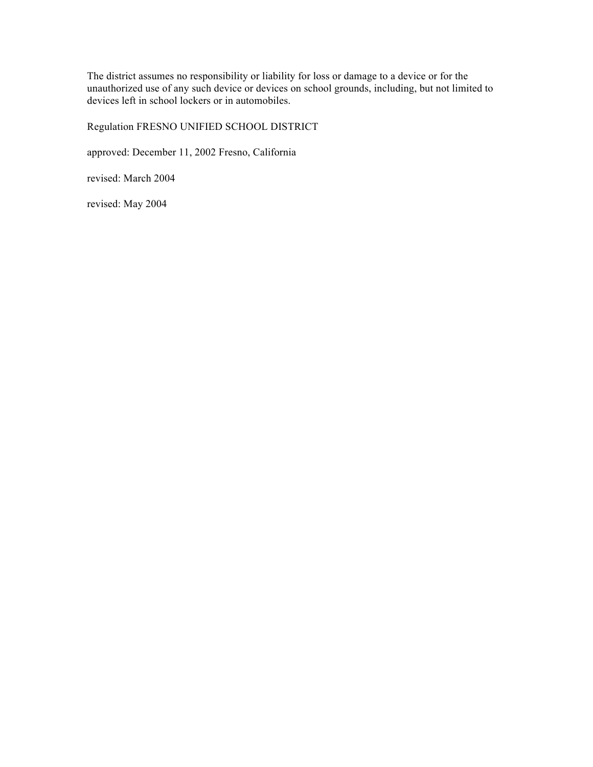The district assumes no responsibility or liability for loss or damage to a device or for the unauthorized use of any such device or devices on school grounds, including, but not limited to devices left in school lockers or in automobiles.

Regulation FRESNO UNIFIED SCHOOL DISTRICT

approved: December 11, 2002 Fresno, California

revised: March 2004

revised: May 2004